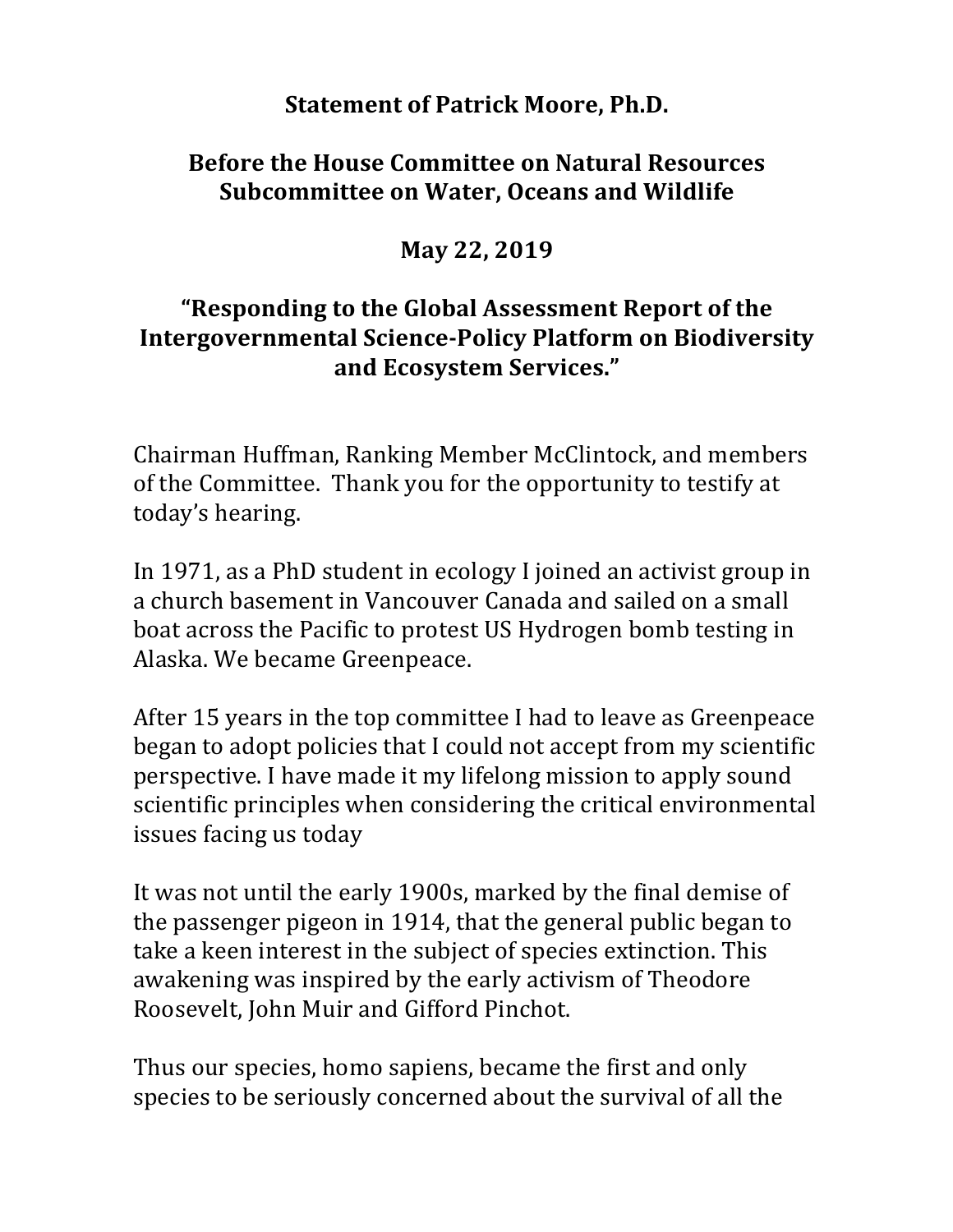# Statement of Patrick Moore, Ph.D.

## Before the House Committee on Natural Resources Subcommittee on Water, Oceans and Wildlife

## May 22, 2019

## "Responding to the Global Assessment Report of the Intergovernmental Science-Policy Platform on Biodiversity and Ecosystem Services."

Chairman Huffman, Ranking Member McClintock, and members of the Committee. Thank you for the opportunity to testify at today's hearing.

In 1971, as a PhD student in ecology I joined an activist group in a church basement in Vancouver Canada and sailed on a small boat across the Pacific to protest US Hydrogen bomb testing in Alaska. We became Greenpeace.

After 15 years in the top committee I had to leave as Greenpeace began to adopt policies that I could not accept from my scientific perspective. I have made it my lifelong mission to apply sound scientific principles when considering the critical environmental issues facing us today

It was not until the early 1900s, marked by the final demise of the passenger pigeon in 1914, that the general public began to take a keen interest in the subject of species extinction. This awakening was inspired by the early activism of Theodore Roosevelt, John Muir and Gifford Pinchot.

Thus our species, homo sapiens, became the first and only species to be seriously concerned about the survival of all the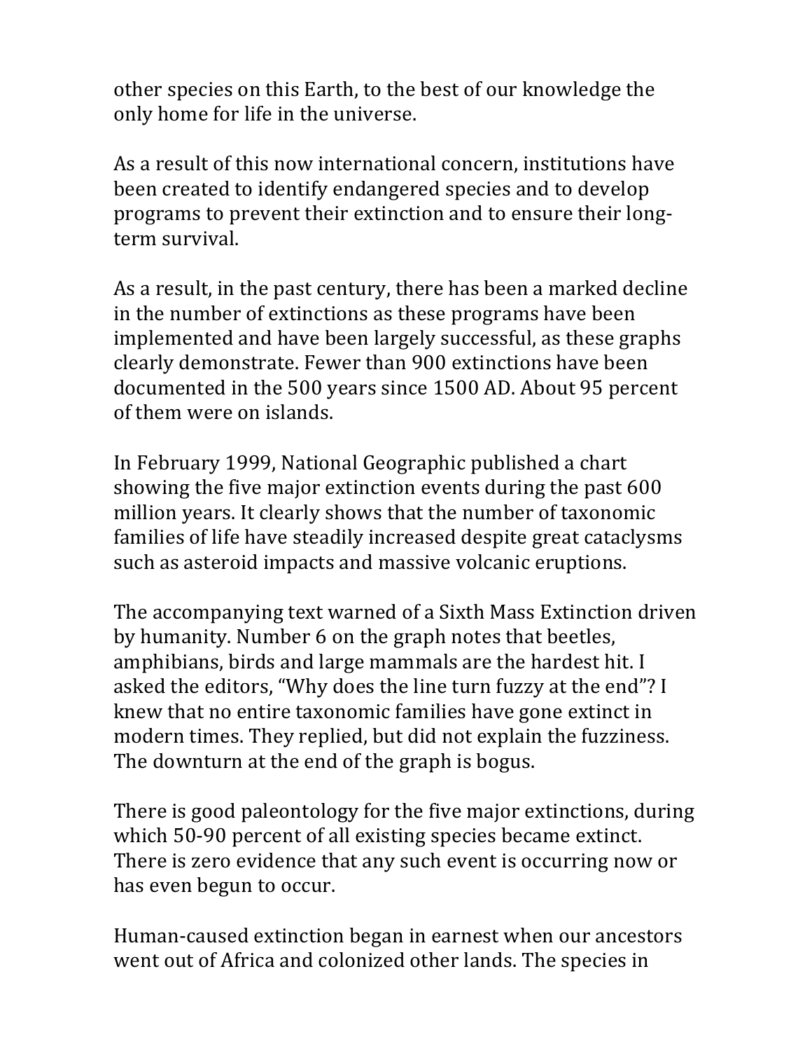other species on this Earth, to the best of our knowledge the only home for life in the universe.

As a result of this now international concern, institutions have been created to identify endangered species and to develop programs to prevent their extinction and to ensure their long-term survival.

As a result, in the past century, there has been a marked decline in the number of extinctions as these programs have been implemented and have been largely successful, as these graphs clearly demonstrate. Fewer than 900 extinctions have been documented in the 500 years since 1500 AD. About 95 percent of them were on islands.

In February 1999, National Geographic published a chart showing the five major extinction events during the past 600 million years. It clearly shows that the number of taxonomic families of life have steadily increased despite great cataclysms such as asteroid impacts and massive volcanic eruptions.

The accompanying text warned of a Sixth Mass Extinction driven by humanity. Number 6 on the graph notes that beetles, amphibians, birds and large mammals are the hardest hit. I asked the editors, "Why does the line turn fuzzy at the end"? I knew that no entire taxonomic families have gone extinct in modern times. They replied, but did not explain the fuzziness. The downturn at the end of the graph is bogus.

There is good paleontology for the five major extinctions, during which 50-90 percent of all existing species became extinct. There is zero evidence that any such event is occurring now or has even begun to occur.

Human-caused extinction began in earnest when our ancestors went out of Africa and colonized other lands. The species in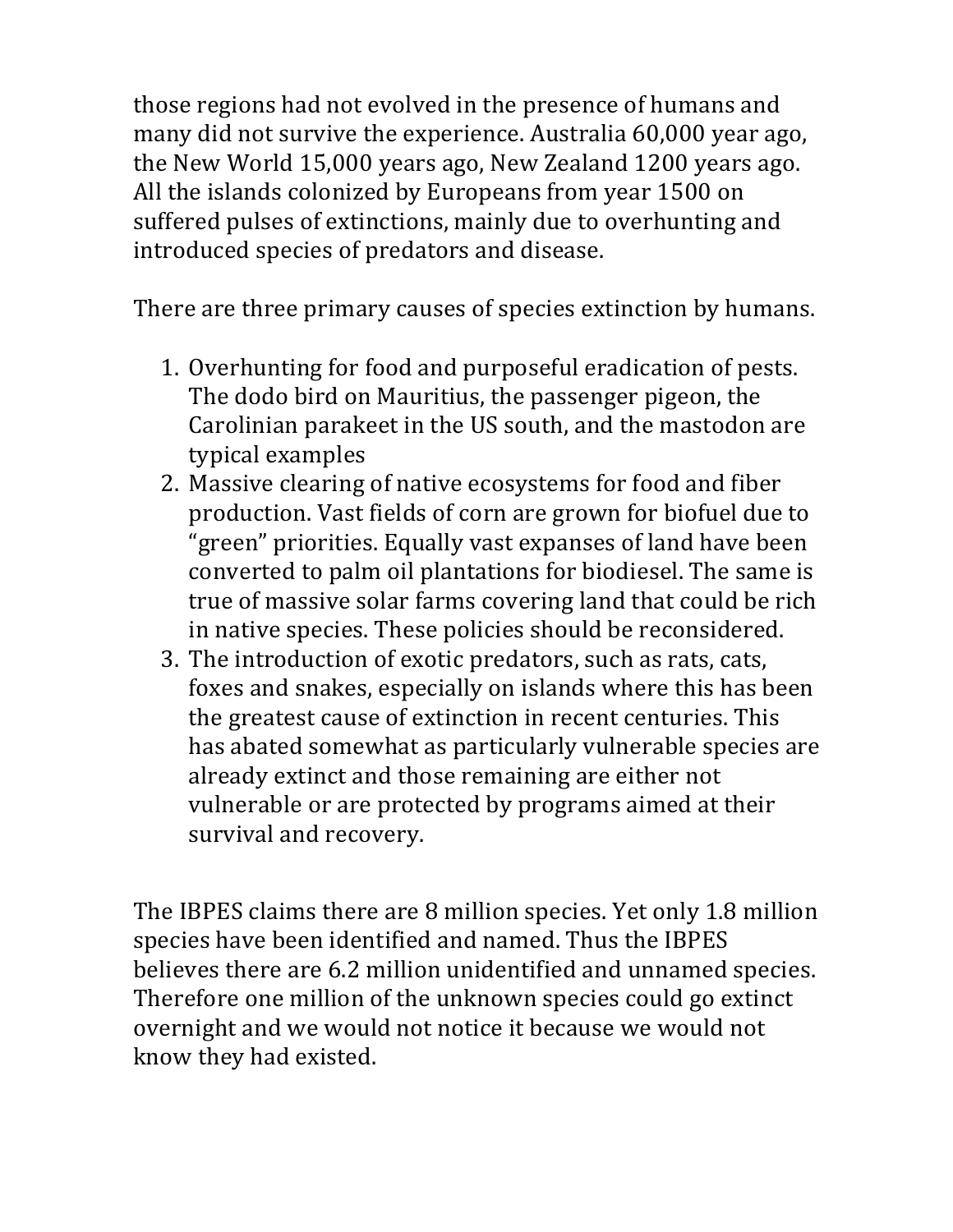those regions had not evolved in the presence of humans and many did not survive the experience. Australia 60,000 year ago, the New World 15,000 years ago, New Zealand 1200 years ago. All the islands colonized by Europeans from year 1500 on suffered pulses of extinctions, mainly due to overhunting and introduced species of predators and disease.

There are three primary causes of species extinction by humans.

1. Overhunting for food and purposeful eradication of pests. The dodo bird on Mauritius, the passenger pigeon, the Carolinian parakeet in the US south, and the mastodon are typical examples
2. Massive clearing of native ecosystems for food and fiber production. Vast fields of corn are grown for biofuel due to "green" priorities. Equally vast expanses of land have been converted to palm oil plantations for biodiesel. The same is true of massive solar farms covering land that could be rich in native species. These policies should be reconsidered.
3. The introduction of exotic predators, such as rats, cats, foxes and snakes, especially on islands where this has been the greatest cause of extinction in recent centuries. This has abated somewhat as particularly vulnerable species are already extinct and those remaining are either not vulnerable or are protected by programs aimed at their survival and recovery.

The IBPES claims there are 8 million species. Yet only 1.8 million species have been identified and named. Thus the IBPES believes there are 6.2 million unidentified and unnamed species. Therefore one million of the unknown species could go extinct overnight and we would not notice it because we would not know they had existed.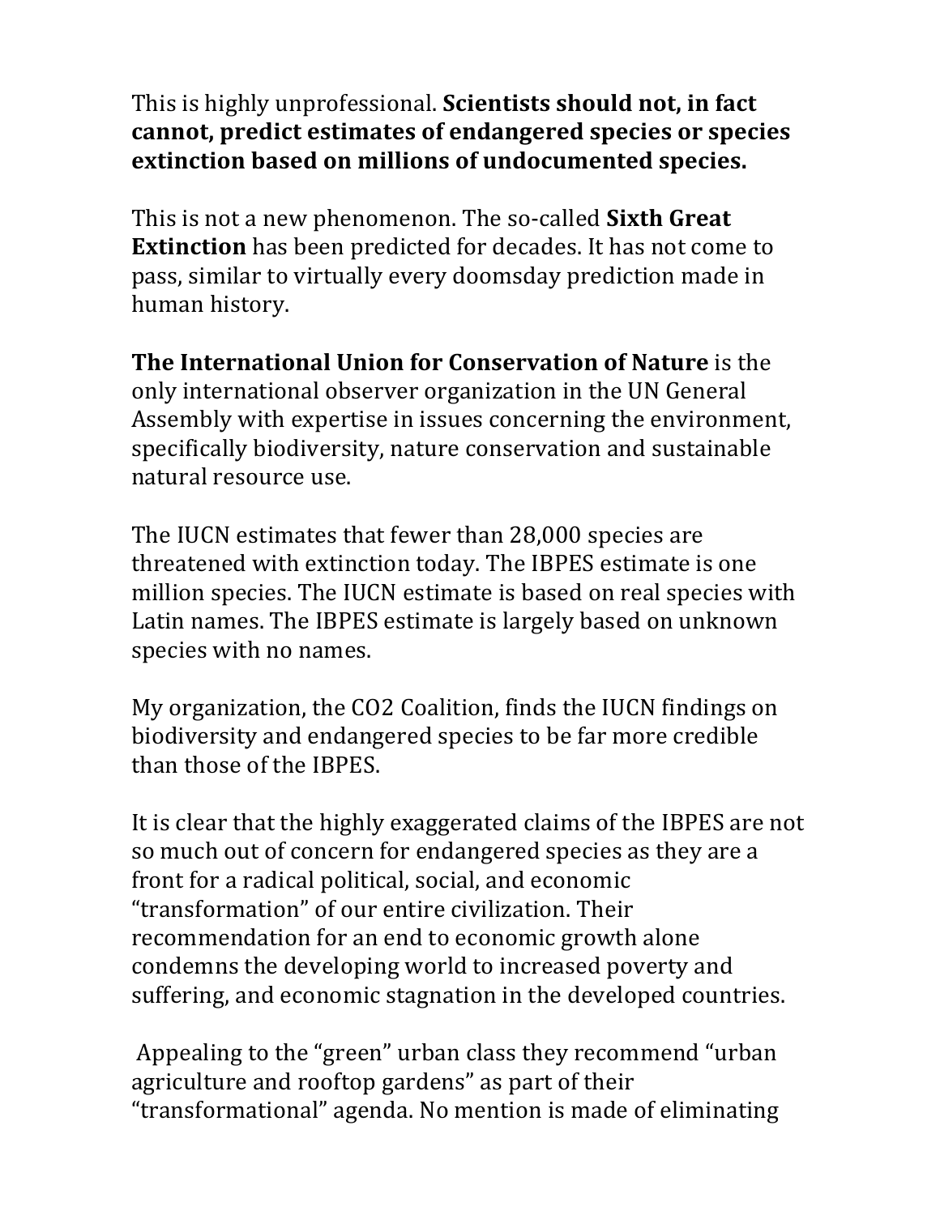This is highly unprofessional. **Scientists should not, in fact cannot, predict estimates of endangered species or species extinction based on millions of undocumented species.**

This is not a new phenomenon. The so-called **Sixth Great Extinction** has been predicted for decades. It has not come to pass, similar to virtually every doomsday prediction made in human history.

**The International Union for Conservation of Nature** is the only international observer organization in the UN General Assembly with expertise in issues concerning the environment, specifically biodiversity, nature conservation and sustainable natural resource use.

The IUCN estimates that fewer than 28,000 species are threatened with extinction today. The IBPES estimate is one million species. The IUCN estimate is based on real species with Latin names. The IBPES estimate is largely based on unknown species with no names.

My organization, the CO2 Coalition, finds the IUCN findings on biodiversity and endangered species to be far more credible than those of the IBPES.

It is clear that the highly exaggerated claims of the IBPES are not so much out of concern for endangered species as they are a front for a radical political, social, and economic "transformation" of our entire civilization. Their recommendation for an end to economic growth alone condemns the developing world to increased poverty and suffering, and economic stagnation in the developed countries.

Appealing to the "green" urban class they recommend "urban agriculture and rooftop gardens" as part of their "transformational" agenda. No mention is made of eliminating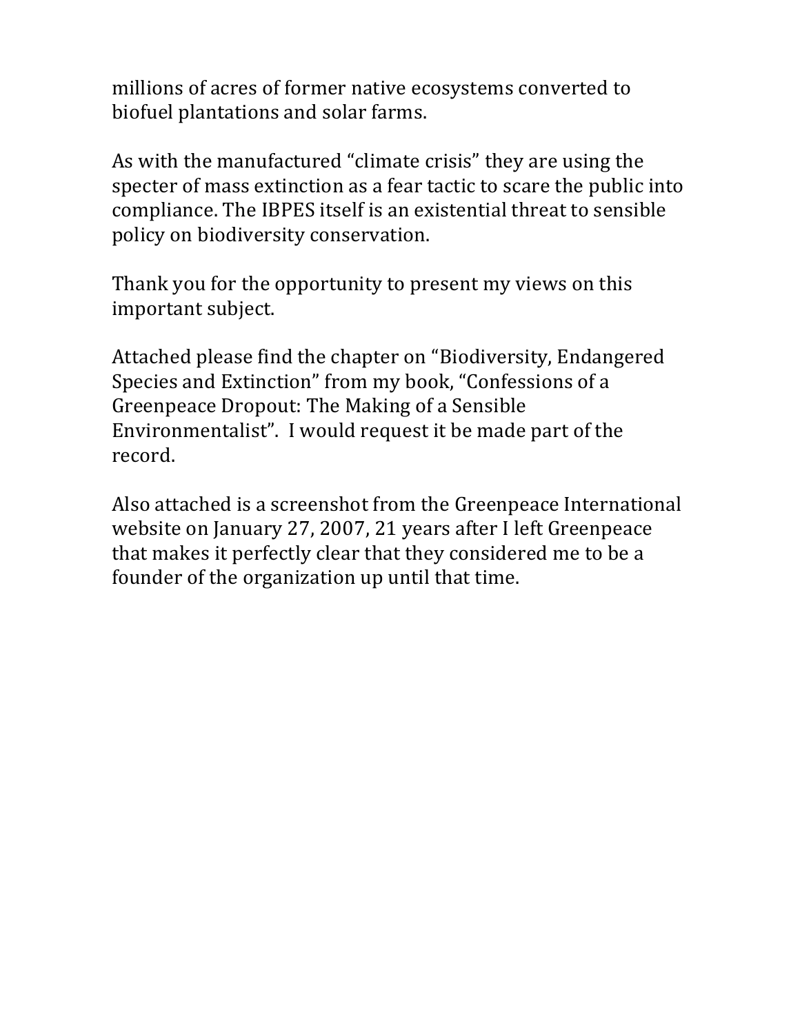millions of acres of former native ecosystems converted to biofuel plantations and solar farms.

As with the manufactured "climate crisis" they are using the specter of mass extinction as a fear tactic to scare the public into compliance. The IBPES itself is an existential threat to sensible policy on biodiversity conservation.

Thank you for the opportunity to present my views on this important subject.

Attached please find the chapter on "Biodiversity, Endangered Species and Extinction" from my book, "Confessions of a Greenpeace Dropout: The Making of a Sensible Environmentalist". I would request it be made part of the record.

Also attached is a screenshot from the Greenpeace International website on January 27, 2007, 21 years after I left Greenpeace that makes it perfectly clear that they considered me to be a founder of the organization up until that time.